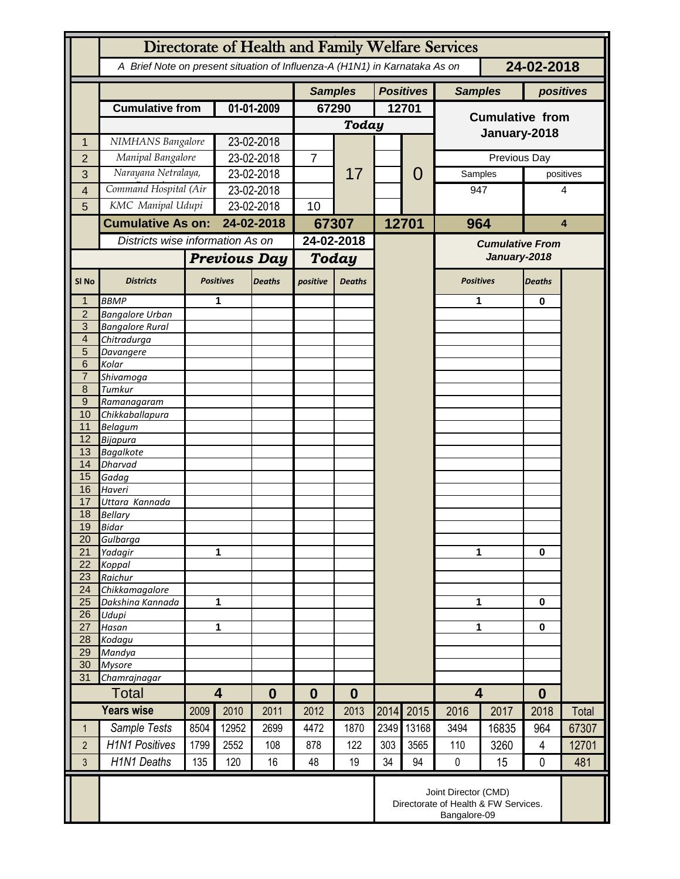# Directorate of Health and Family Welfare Services

*A Brief Note on present situation of Influenza-A (H1N1) in Karnataka As on* **24-02-2018**

| | | | Samples | | Positives | | Samples | positives |
|---|---|---|---|---|---|---|---|---|
| | **Cumulative from** | **01-01-2009** | **67290** | | **12701** | | **Cumulative from January-2018** | |
| | | | ***Today*** | | | | | |
| 1 | NIMHANS Bangalore | 23-02-2018 | | 17 | | 0 | | |
| 2 | Manipal Bangalore | 23-02-2018 | 7 | | | | Previous Day | |
| 3 | Narayana Netralaya, | 23-02-2018 | | | | | Samples | positives |
| 4 | Command Hospital (Air | 23-02-2018 | | | | | 947 | 4 |
| 5 | KMC Manipal Udupi | 23-02-2018 | 10 | | | | | |
| | **Cumulative As on:** | **24-02-2018** | **67307** | | **12701** | | **964** | **4** |

| Sl No | Districts | Previous Day Positives | Previous Day Deaths | Today positive | Today Deaths | Cumulative From January-2018 Positives | Cumulative From January-2018 Deaths |
|---|---|---|---|---|---|---|---|
| 1 | BBMP | 1 | | | | 1 | 0 |
| 2 | Bangalore Urban | | | | | | |
| 3 | Bangalore Rural | | | | | | |
| 4 | Chitradurga | | | | | | |
| 5 | Davangere | | | | | | |
| 6 | Kolar | | | | | | |
| 7 | Shivamoga | | | | | | |
| 8 | Tumkur | | | | | | |
| 9 | Ramanagaram | | | | | | |
| 10 | Chikkaballapura | | | | | | |
| 11 | Belagum | | | | | | |
| 12 | Bijapura | | | | | | |
| 13 | Bagalkote | | | | | | |
| 14 | Dharvad | | | | | | |
| 15 | Gadag | | | | | | |
| 16 | Haveri | | | | | | |
| 17 | Uttara Kannada | | | | | | |
| 18 | Bellary | | | | | | |
| 19 | Bidar | | | | | | |
| 20 | Gulbarga | | | | | | |
| 21 | Yadagir | 1 | | | | 1 | 0 |
| 22 | Koppal | | | | | | |
| 23 | Raichur | | | | | | |
| 24 | Chikkamagalore | | | | | | |
| 25 | Dakshina Kannada | 1 | | | | 1 | 0 |
| 26 | Udupi | | | | | | |
| 27 | Hasan | 1 | | | | 1 | 0 |
| 28 | Kodagu | | | | | | |
| 29 | Mandya | | | | | | |
| 30 | Mysore | | | | | | |
| 31 | Chamrajnagar | | | | | | |
| | **Total** | **4** | **0** | **0** | **0** | **4** | **0** |

| | Years wise | 2009 | 2010 | 2011 | 2012 | 2013 | 2014 | 2015 | 2016 | 2017 | 2018 | Total |
|---|---|---|---|---|---|---|---|---|---|---|---|---|
| 1 | Sample Tests | 8504 | 12952 | 2699 | 4472 | 1870 | 2349 | 13168 | 3494 | 16835 | 964 | 67307 |
| 2 | H1N1 Positives | 1799 | 2552 | 108 | 878 | 122 | 303 | 3565 | 110 | 3260 | 4 | 12701 |
| 3 | H1N1 Deaths | 135 | 120 | 16 | 48 | 19 | 34 | 94 | 0 | 15 | 0 | 481 |

Joint Director (CMD)
Directorate of Health & FW Services.
Bangalore-09